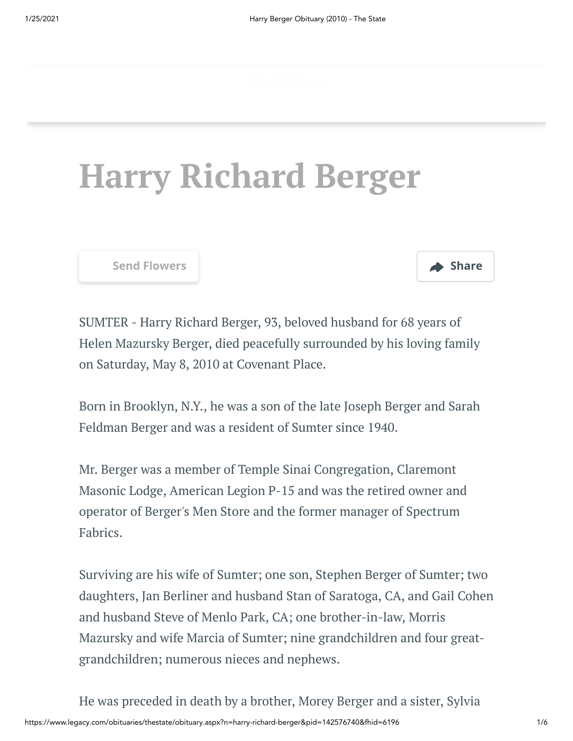# Harry Richard Berger

Send Flowers

Share

SUMTER - Harry Richard Berger, 93, beloved husband for 68 years of Helen Mazursky Berger, died peacefully surrounded by his loving family on Saturday, May 8, 2010 at Covenant Place.

Born in Brooklyn, N.Y., he was a son of the late Joseph Berger and Sarah Feldman Berger and was a resident of Sumter since 1940.

Mr. Berger was a member of Temple Sinai Congregation, Claremont Masonic Lodge, American Legion P-15 and was the retired owner and operator of Berger's Men Store and the former manager of Spectrum Fabrics.

Surviving are his wife of Sumter; one son, Stephen Berger of Sumter; two daughters, Jan Berliner and husband Stan of Saratoga, CA, and Gail Cohen and husband Steve of Menlo Park, CA; one brother-in-law, Morris Mazursky and wife Marcia of Sumter; nine grandchildren and four great-grandchildren; numerous nieces and nephews.

He was preceded in death by a brother, Morey Berger and a sister, Sylvia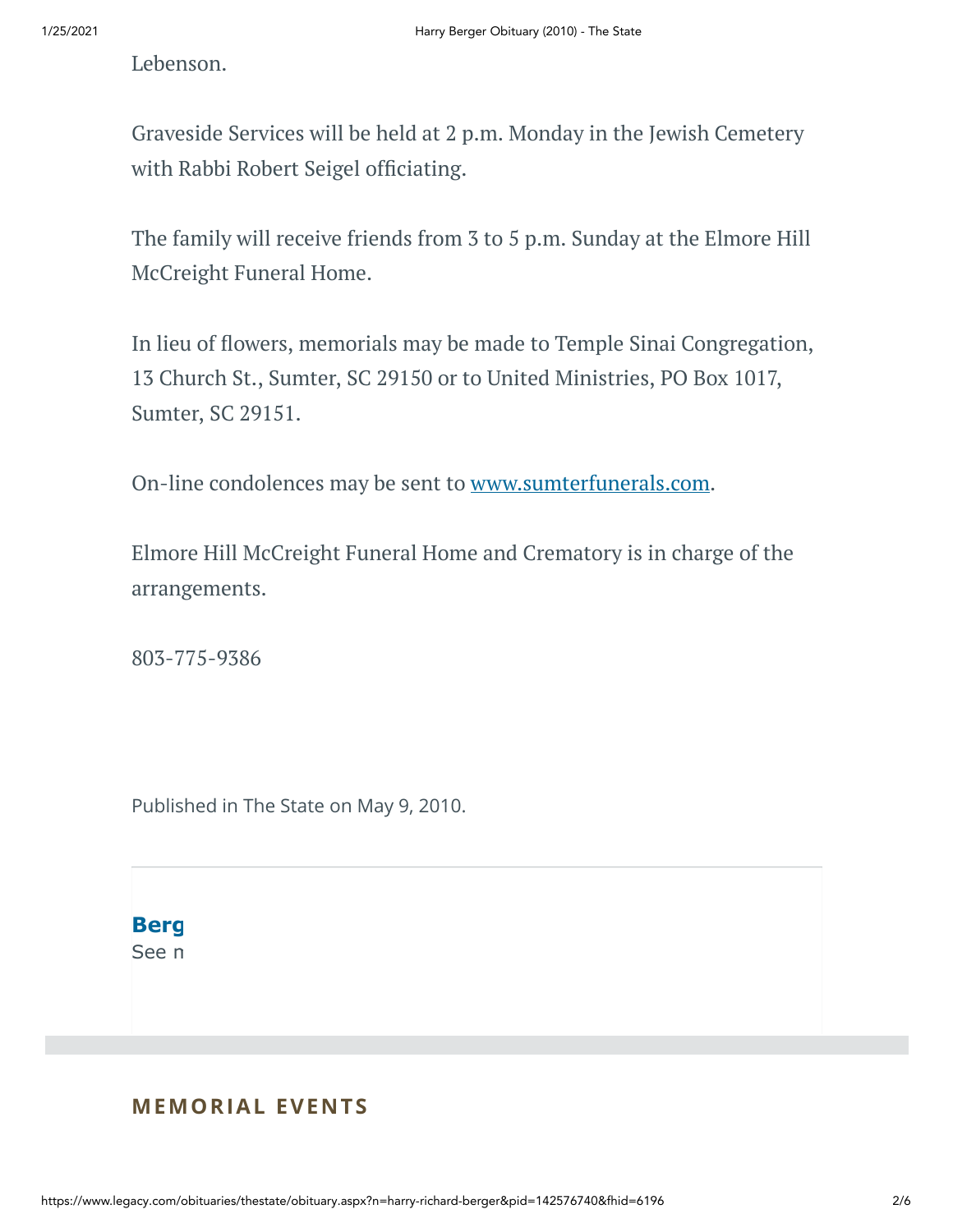Lebenson.

Graveside Services will be held at 2 p.m. Monday in the Jewish Cemetery with Rabbi Robert Seigel officiating.

The family will receive friends from 3 to 5 p.m. Sunday at the Elmore Hill McCreight Funeral Home.

In lieu of flowers, memorials may be made to Temple Sinai Congregation, 13 Church St., Sumter, SC 29150 or to United Ministries, PO Box 1017, Sumter, SC 29151.

On-line condolences may be sent to www.sumterfunerals.com.

Elmore Hill McCreight Funeral Home and Crematory is in charge of the arrangements.

803-775-9386

Published in The State on May 9, 2010.

**Berg**
See n

## MEMORIAL EVENTS